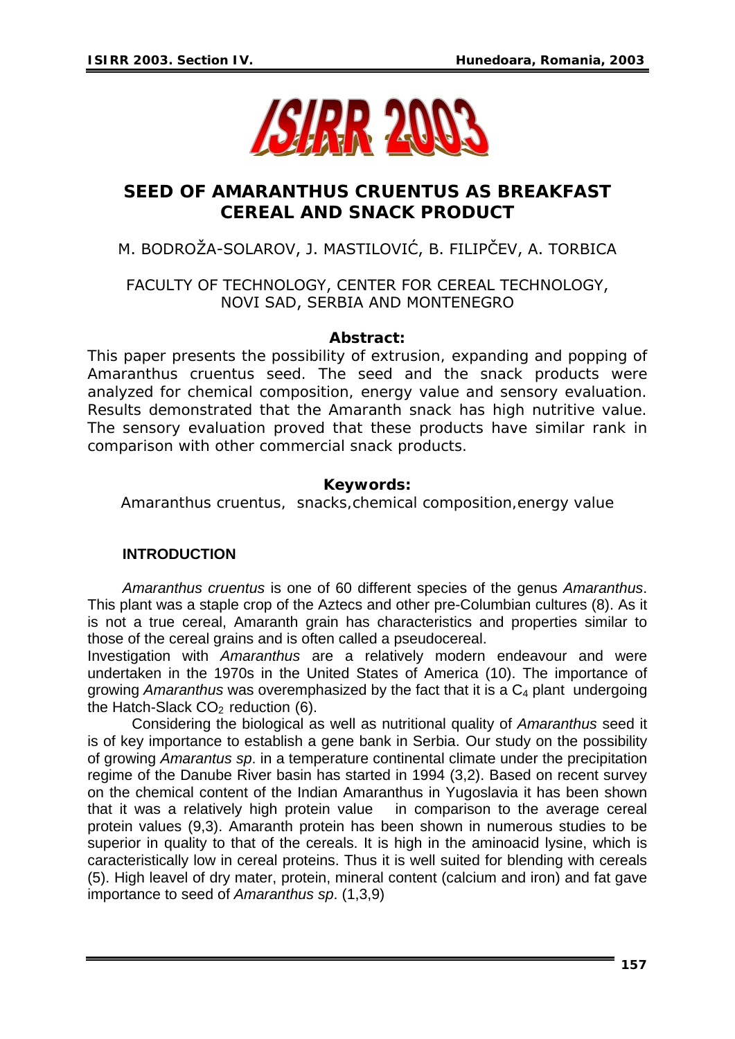# SEED OF AMARANTHUS CRUENTUS AS BREAKFAST CEREAL AND SNACK PRODUCT

M. BODROŽA-SOLAROV, J. MASTILOVIĆ, B. FILIPČEV, A. TORBICA

FACULTY OF TECHNOLOGY, CENTER FOR CEREAL TECHNOLOGY, NOVI SAD, SERBIA AND MONTENEGRO

**Abstract:**

This paper presents the possibility of extrusion, expanding and popping of Amaranthus cruentus seed. The seed and the snack products were analyzed for chemical composition, energy value and sensory evaluation. Results demonstrated that the Amaranth snack has high nutritive value. The sensory evaluation proved that these products have similar rank in comparison with other commercial snack products.

**Keywords:**

Amaranthus cruentus, snacks,chemical composition,energy value

## INTRODUCTION

*Amaranthus cruentus* is one of 60 different species of the genus *Amaranthus*. This plant was a staple crop of the Aztecs and other pre-Columbian cultures (8). As it is not a true cereal, Amaranth grain has characteristics and properties similar to those of the cereal grains and is often called a pseudocereal.
Investigation with *Amaranthus* are a relatively modern endeavour and were undertaken in the 1970s in the United States of America (10). The importance of growing *Amaranthus* was overemphasized by the fact that it is a $C_4$ plant undergoing the Hatch-Slack $CO_2$ reduction (6).

Considering the biological as well as nutritional quality of *Amaranthus* seed it is of key importance to establish a gene bank in Serbia. Our study on the possibility of growing *Amarantus sp*. in a temperature continental climate under the precipitation regime of the Danube River basin has started in 1994 (3,2). Based on recent survey on the chemical content of the Indian Amaranthus in Yugoslavia it has been shown that it was a relatively high protein value in comparison to the average cereal protein values (9,3). Amaranth protein has been shown in numerous studies to be superior in quality to that of the cereals. It is high in the aminoacid lysine, which is caracteristically low in cereal proteins. Thus it is well suited for blending with cereals (5). High leavel of dry mater, protein, mineral content (calcium and iron) and fat gave importance to seed of *Amaranthus sp*. (1,3,9)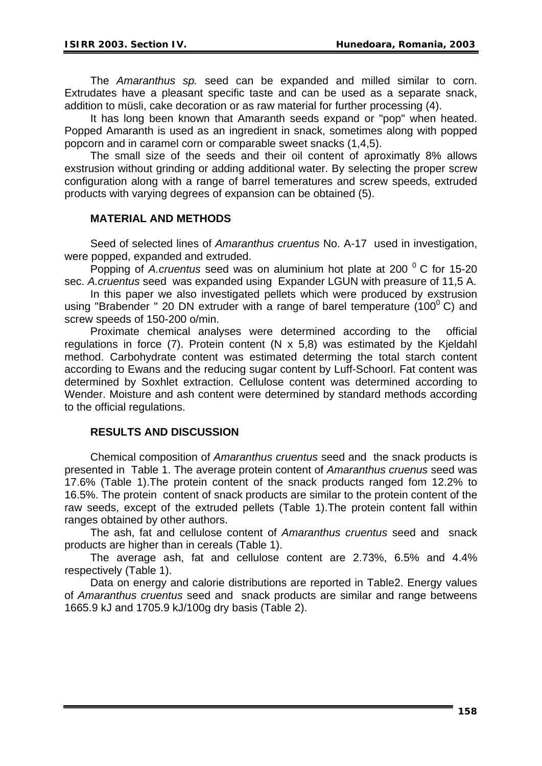The *Amaranthus sp.* seed can be expanded and milled similar to corn. Extrudates have a pleasant specific taste and can be used as a separate snack, addition to müsli, cake decoration or as raw material for further processing (4).

It has long been known that Amaranth seeds expand or "pop" when heated. Popped Amaranth is used as an ingredient in snack, sometimes along with popped popcorn and in caramel corn or comparable sweet snacks (1,4,5).

The small size of the seeds and their oil content of aproximatly 8% allows exstrusion without grinding or adding additional water. By selecting the proper screw configuration along with a range of barrel temeratures and screw speeds, extruded products with varying degrees of expansion can be obtained (5).

## MATERIAL AND METHODS

Seed of selected lines of *Amaranthus cruentus* No. A-17 used in investigation, were popped, expanded and extruded.

Popping of *A.cruentus* seed was on aluminium hot plate at 200 $^0$ C for 15-20 sec. *A.cruentus* seed was expanded using Expander LGUN with preasure of 11,5 A.

In this paper we also investigated pellets which were produced by exstrusion using "Brabender " 20 DN extruder with a range of barel temperature (100$^0$ C) and screw speeds of 150-200 o/min.

Proximate chemical analyses were determined according to the official regulations in force (7). Protein content (N x 5,8) was estimated by the Kjeldahl method. Carbohydrate content was estimated determing the total starch content according to Ewans and the reducing sugar content by Luff-Schoorl. Fat content was determined by Soxhlet extraction. Cellulose content was determined according to Wender. Moisture and ash content were determined by standard methods according to the official regulations.

## RESULTS AND DISCUSSION

Chemical composition of *Amaranthus cruentus* seed and the snack products is presented in Table 1. The average protein content of *Amaranthus cruenus* seed was 17.6% (Table 1).The protein content of the snack products ranged fom 12.2% to 16.5%. The protein content of snack products are similar to the protein content of the raw seeds, except of the extruded pellets (Table 1).The protein content fall within ranges obtained by other authors.

The ash, fat and cellulose content of *Amaranthus cruentus* seed and snack products are higher than in cereals (Table 1).

The average ash, fat and cellulose content are 2.73%, 6.5% and 4.4% respectively (Table 1).

Data on energy and calorie distributions are reported in Table2. Energy values of *Amaranthus cruentus* seed and snack products are similar and range betweens 1665.9 kJ and 1705.9 kJ/100g dry basis (Table 2).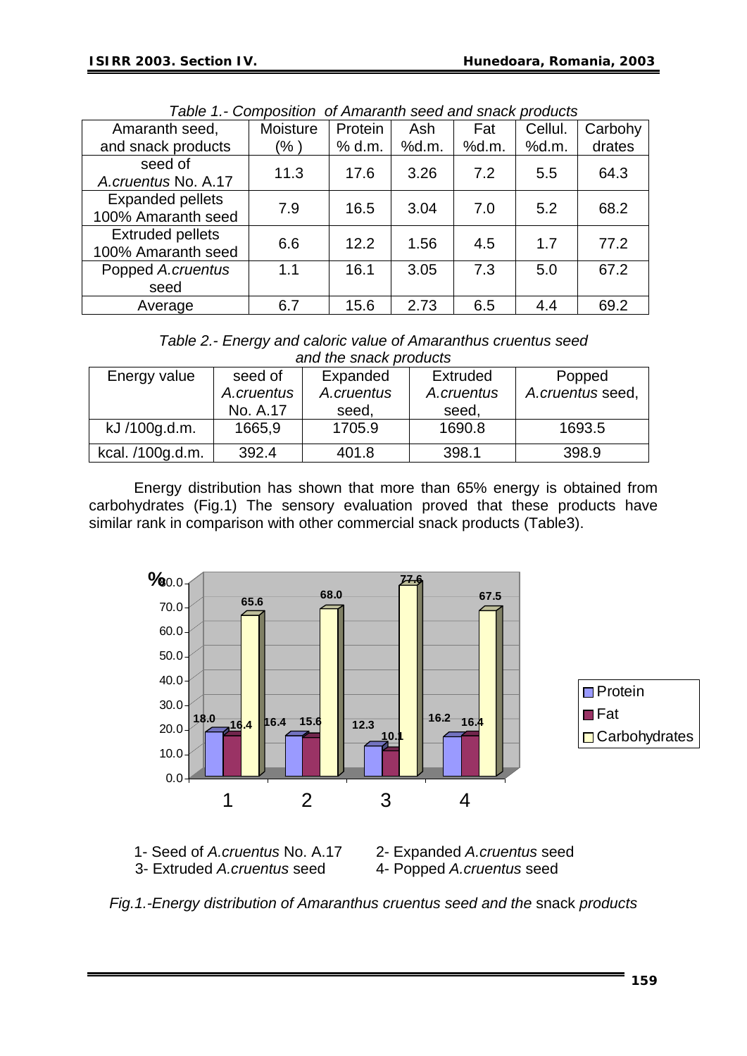*Table 1.- Composition of Amaranth seed and snack products*

| Amaranth seed, and snack products | Moisture (% ) | Protein % d.m. | Ash %d.m. | Fat %d.m. | Cellul. %d.m. | Carbohy drates |
|---|---|---|---|---|---|---|
| seed of *A.cruentus* No. A.17 | 11.3 | 17.6 | 3.26 | 7.2 | 5.5 | 64.3 |
| Expanded pellets 100% Amaranth seed | 7.9 | 16.5 | 3.04 | 7.0 | 5.2 | 68.2 |
| Extruded pellets 100% Amaranth seed | 6.6 | 12.2 | 1.56 | 4.5 | 1.7 | 77.2 |
| Popped *A.cruentus* seed | 1.1 | 16.1 | 3.05 | 7.3 | 5.0 | 67.2 |
| Average | 6.7 | 15.6 | 2.73 | 6.5 | 4.4 | 69.2 |

*Table 2.- Energy and caloric value of Amaranthus cruentus seed and the snack products*

| Energy value | seed of *A.cruentus* No. A.17 | Expanded *A.cruentus* seed, | Extruded *A.cruentus* seed, | Popped *A.cruentus* seed, |
|---|---|---|---|---|
| kJ /100g.d.m. | 1665,9 | 1705.9 | 1690.8 | 1693.5 |
| kcal. /100g.d.m. | 392.4 | 401.8 | 398.1 | 398.9 |

Energy distribution has shown that more than 65% energy is obtained from carbohydrates (Fig.1) The sensory evaluation proved that these products have similar rank in comparison with other commercial snack products (Table3).

1- Seed of *A.cruentus* No. A.17 2- Expanded *A.cruentus* seed
3- Extruded *A.cruentus* seed 4- Popped *A.cruentus* seed

*Fig.1.-Energy distribution of Amaranthus cruentus seed and the* snack *products*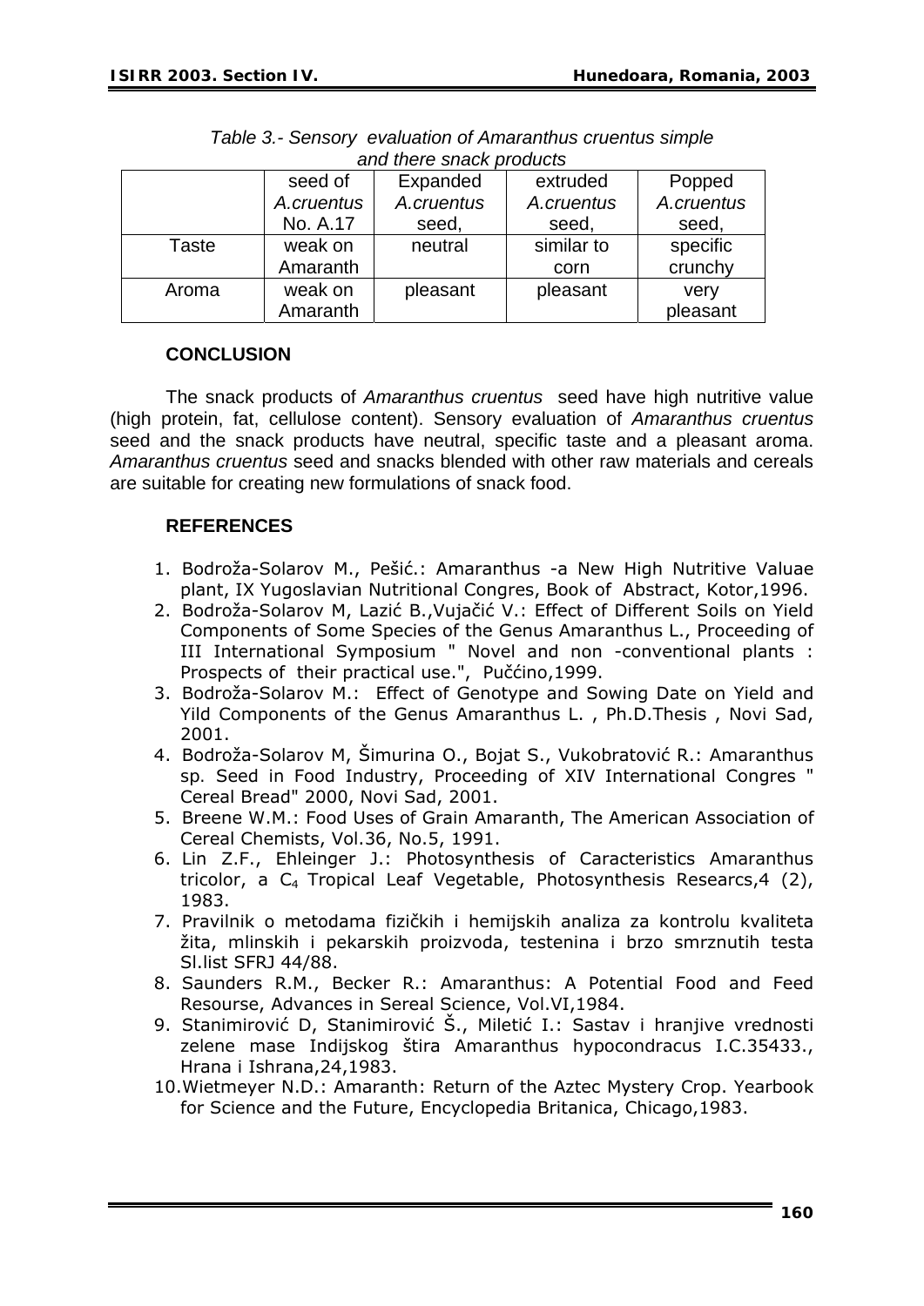*Table 3.- Sensory evaluation of Amaranthus cruentus simple and there snack products*

| | seed of *A.cruentus* No. A.17 | Expanded *A.cruentus* seed, | extruded *A.cruentus* seed, | Popped *A.cruentus* seed, |
|---|---|---|---|---|
| Taste | weak on Amaranth | neutral | similar to corn | specific crunchy |
| Aroma | weak on Amaranth | pleasant | pleasant | very pleasant |

## CONCLUSION

The snack products of *Amaranthus cruentus* seed have high nutritive value (high protein, fat, cellulose content). Sensory evaluation of *Amaranthus cruentus* seed and the snack products have neutral, specific taste and a pleasant aroma. *Amaranthus cruentus* seed and snacks blended with other raw materials and cereals are suitable for creating new formulations of snack food.

## REFERENCES

1. Bodroža-Solarov M., Pešić.: Amaranthus -a New High Nutritive Valuae plant, IX Yugoslavian Nutritional Congres, Book of Abstract, Kotor,1996.
2. Bodroža-Solarov M, Lazić B.,Vujačić V.: Effect of Different Soils on Yield Components of Some Species of the Genus Amaranthus L., Proceeding of III International Symposium " Novel and non -conventional plants : Prospects of their practical use.", Pučćino,1999.
3. Bodroža-Solarov M.: Effect of Genotype and Sowing Date on Yield and Yild Components of the Genus Amaranthus L. , Ph.D.Thesis , Novi Sad, 2001.
4. Bodroža-Solarov M, Šimurina O., Bojat S., Vukobratović R.: Amaranthus sp. Seed in Food Industry, Proceeding of XIV International Congres " Cereal Bread" 2000, Novi Sad, 2001.
5. Breene W.M.: Food Uses of Grain Amaranth, The American Association of Cereal Chemists, Vol.36, No.5, 1991.
6. Lin Z.F., Ehleinger J.: Photosynthesis of Caracteristics Amaranthus tricolor, a $C_4$ Tropical Leaf Vegetable, Photosynthesis Researcs,4 (2), 1983.
7. Pravilnik o metodama fizičkih i hemijskih analiza za kontrolu kvaliteta žita, mlinskih i pekarskih proizvoda, testenina i brzo smrznutih testa Sl.list SFRJ 44/88.
8. Saunders R.M., Becker R.: Amaranthus: A Potential Food and Feed Resourse, Advances in Sereal Science, Vol.VI,1984.
9. Stanimirović D, Stanimirović Š., Miletić I.: Sastav i hranjive vrednosti zelene mase Indijskog štira Amaranthus hypocondracus I.C.35433., Hrana i Ishrana,24,1983.
10. Wietmeyer N.D.: Amaranth: Return of the Aztec Mystery Crop. Yearbook for Science and the Future, Encyclopedia Britanica, Chicago,1983.